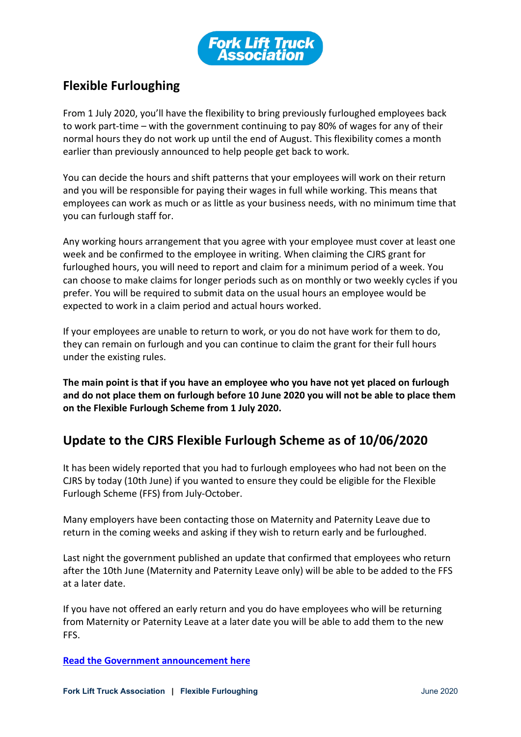# Flexible Furloughing

From 1 July 2020, you'll have the flexibility to bring previously furloughed employees back to work part-time – with the government continuing to pay 80% of wages for any of their normal hours they do not work up until the end of August. This flexibility comes a month earlier than previously announced to help people get back to work.

You can decide the hours and shift patterns that your employees will work on their return and you will be responsible for paying their wages in full while working. This means that employees can work as much or as little as your business needs, with no minimum time that you can furlough staff for.

Any working hours arrangement that you agree with your employee must cover at least one week and be confirmed to the employee in writing. When claiming the CJRS grant for furloughed hours, you will need to report and claim for a minimum period of a week. You can choose to make claims for longer periods such as on monthly or two weekly cycles if you prefer. You will be required to submit data on the usual hours an employee would be expected to work in a claim period and actual hours worked.

If your employees are unable to return to work, or you do not have work for them to do, they can remain on furlough and you can continue to claim the grant for their full hours under the existing rules.

**The main point is that if you have an employee who you have not yet placed on furlough and do not place them on furlough before 10 June 2020 you will not be able to place them on the Flexible Furlough Scheme from 1 July 2020.**

## Update to the CJRS Flexible Furlough Scheme as of 10/06/2020

It has been widely reported that you had to furlough employees who had not been on the CJRS by today (10th June) if you wanted to ensure they could be eligible for the Flexible Furlough Scheme (FFS) from July-October.

Many employers have been contacting those on Maternity and Paternity Leave due to return in the coming weeks and asking if they wish to return early and be furloughed.

Last night the government published an update that confirmed that employees who return after the 10th June (Maternity and Paternity Leave only) will be able to be added to the FFS at a later date.

If you have not offered an early return and you do have employees who will be returning from Maternity or Paternity Leave at a later date you will be able to add them to the new FFS.

**Read the Government announcement here**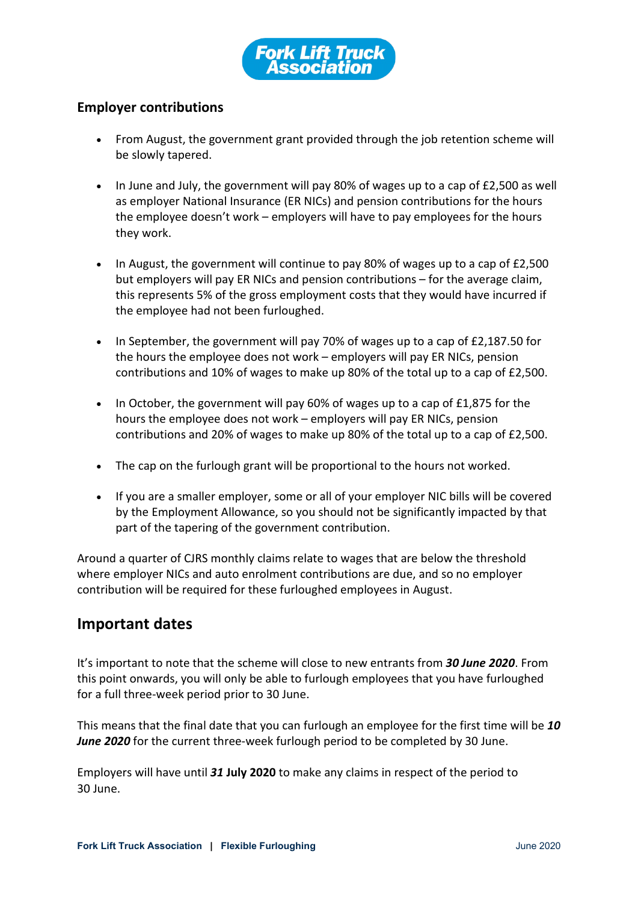## Employer contributions

- From August, the government grant provided through the job retention scheme will be slowly tapered.
- In June and July, the government will pay 80% of wages up to a cap of £2,500 as well as employer National Insurance (ER NICs) and pension contributions for the hours the employee doesn't work – employers will have to pay employees for the hours they work.
- In August, the government will continue to pay 80% of wages up to a cap of £2,500 but employers will pay ER NICs and pension contributions – for the average claim, this represents 5% of the gross employment costs that they would have incurred if the employee had not been furloughed.
- In September, the government will pay 70% of wages up to a cap of £2,187.50 for the hours the employee does not work – employers will pay ER NICs, pension contributions and 10% of wages to make up 80% of the total up to a cap of £2,500.
- In October, the government will pay 60% of wages up to a cap of £1,875 for the hours the employee does not work – employers will pay ER NICs, pension contributions and 20% of wages to make up 80% of the total up to a cap of £2,500.
- The cap on the furlough grant will be proportional to the hours not worked.
- If you are a smaller employer, some or all of your employer NIC bills will be covered by the Employment Allowance, so you should not be significantly impacted by that part of the tapering of the government contribution.

Around a quarter of CJRS monthly claims relate to wages that are below the threshold where employer NICs and auto enrolment contributions are due, and so no employer contribution will be required for these furloughed employees in August.

## Important dates

It's important to note that the scheme will close to new entrants from ***30 June 2020***. From this point onwards, you will only be able to furlough employees that you have furloughed for a full three-week period prior to 30 June.

This means that the final date that you can furlough an employee for the first time will be ***10 June 2020*** for the current three-week furlough period to be completed by 30 June.

Employers will have until ***31* July 2020** to make any claims in respect of the period to 30 June.